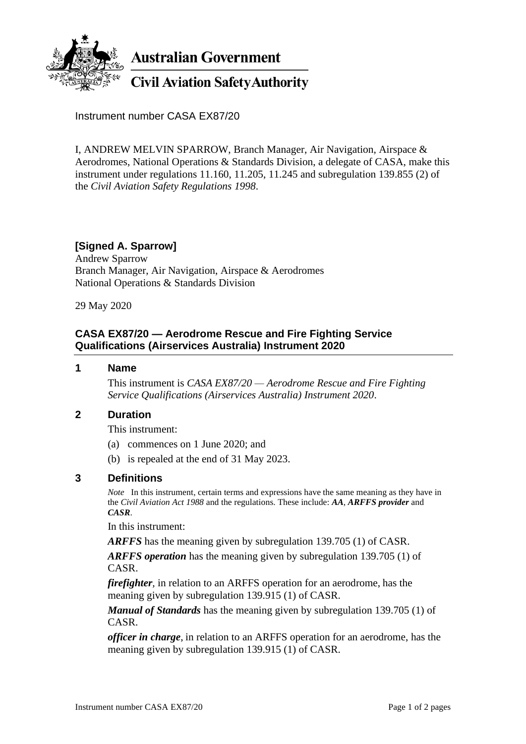**Australian Government**

**Civil Aviation Safety Authority**

Instrument number CASA EX87/20

I, ANDREW MELVIN SPARROW, Branch Manager, Air Navigation, Airspace & Aerodromes, National Operations & Standards Division, a delegate of CASA, make this instrument under regulations 11.160, 11.205, 11.245 and subregulation 139.855 (2) of the *Civil Aviation Safety Regulations 1998*.

**[Signed A. Sparrow]**
Andrew Sparrow
Branch Manager, Air Navigation, Airspace & Aerodromes
National Operations & Standards Division

29 May 2020

## CASA EX87/20 — Aerodrome Rescue and Fire Fighting Service Qualifications (Airservices Australia) Instrument 2020

### 1 Name

This instrument is *CASA EX87/20 — Aerodrome Rescue and Fire Fighting Service Qualifications (Airservices Australia) Instrument 2020*.

### 2 Duration

This instrument:

(a) commences on 1 June 2020; and

(b) is repealed at the end of 31 May 2023.

### 3 Definitions

*Note* In this instrument, certain terms and expressions have the same meaning as they have in the *Civil Aviation Act 1988* and the regulations. These include: ***AA***, ***ARFFS provider*** and ***CASR***.

In this instrument:

***ARFFS*** has the meaning given by subregulation 139.705 (1) of CASR.

***ARFFS operation*** has the meaning given by subregulation 139.705 (1) of CASR.

***firefighter***, in relation to an ARFFS operation for an aerodrome, has the meaning given by subregulation 139.915 (1) of CASR.

***Manual of Standards*** has the meaning given by subregulation 139.705 (1) of CASR.

***officer in charge***, in relation to an ARFFS operation for an aerodrome, has the meaning given by subregulation 139.915 (1) of CASR.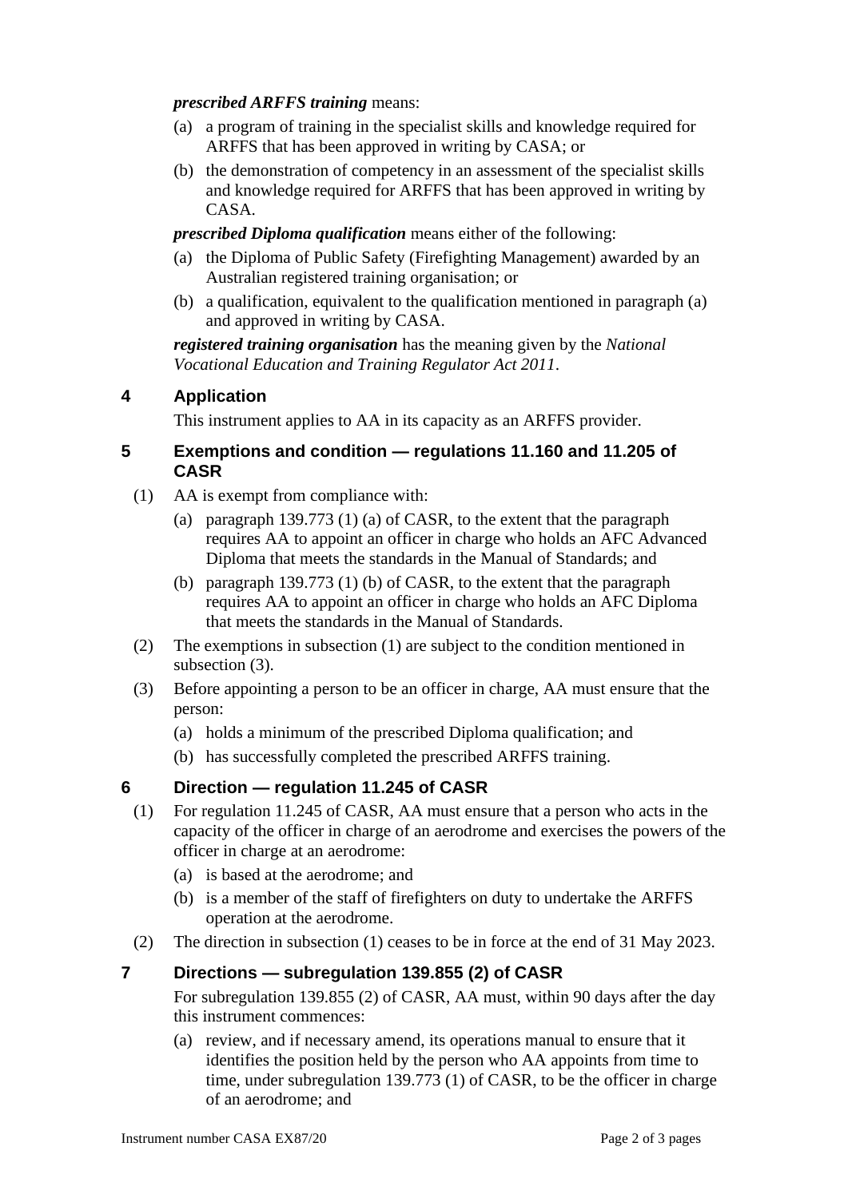***prescribed ARFFS training*** means:

(a) a program of training in the specialist skills and knowledge required for ARFFS that has been approved in writing by CASA; or

(b) the demonstration of competency in an assessment of the specialist skills and knowledge required for ARFFS that has been approved in writing by CASA.

***prescribed Diploma qualification*** means either of the following:

(a) the Diploma of Public Safety (Firefighting Management) awarded by an Australian registered training organisation; or

(b) a qualification, equivalent to the qualification mentioned in paragraph (a) and approved in writing by CASA.

***registered training organisation*** has the meaning given by the *National Vocational Education and Training Regulator Act 2011*.

## 4 Application

This instrument applies to AA in its capacity as an ARFFS provider.

## 5 Exemptions and condition — regulations 11.160 and 11.205 of CASR

(1) AA is exempt from compliance with:

(a) paragraph 139.773 (1) (a) of CASR, to the extent that the paragraph requires AA to appoint an officer in charge who holds an AFC Advanced Diploma that meets the standards in the Manual of Standards; and

(b) paragraph 139.773 (1) (b) of CASR, to the extent that the paragraph requires AA to appoint an officer in charge who holds an AFC Diploma that meets the standards in the Manual of Standards.

(2) The exemptions in subsection (1) are subject to the condition mentioned in subsection (3).

(3) Before appointing a person to be an officer in charge, AA must ensure that the person:

(a) holds a minimum of the prescribed Diploma qualification; and

(b) has successfully completed the prescribed ARFFS training.

## 6 Direction — regulation 11.245 of CASR

(1) For regulation 11.245 of CASR, AA must ensure that a person who acts in the capacity of the officer in charge of an aerodrome and exercises the powers of the officer in charge at an aerodrome:

(a) is based at the aerodrome; and

(b) is a member of the staff of firefighters on duty to undertake the ARFFS operation at the aerodrome.

(2) The direction in subsection (1) ceases to be in force at the end of 31 May 2023.

## 7 Directions — subregulation 139.855 (2) of CASR

For subregulation 139.855 (2) of CASR, AA must, within 90 days after the day this instrument commences:

(a) review, and if necessary amend, its operations manual to ensure that it identifies the position held by the person who AA appoints from time to time, under subregulation 139.773 (1) of CASR, to be the officer in charge of an aerodrome; and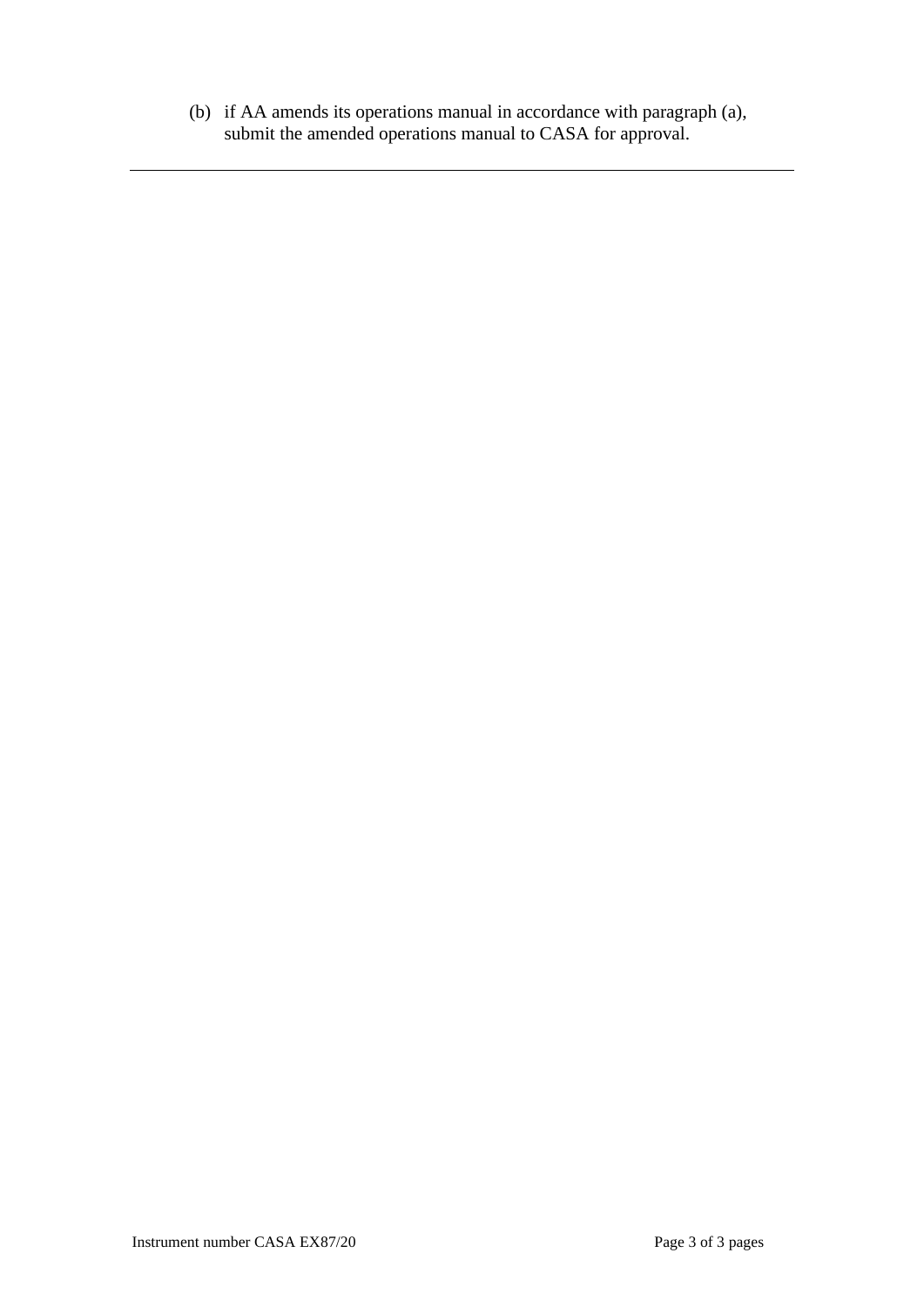(b) if AA amends its operations manual in accordance with paragraph (a), submit the amended operations manual to CASA for approval.

---